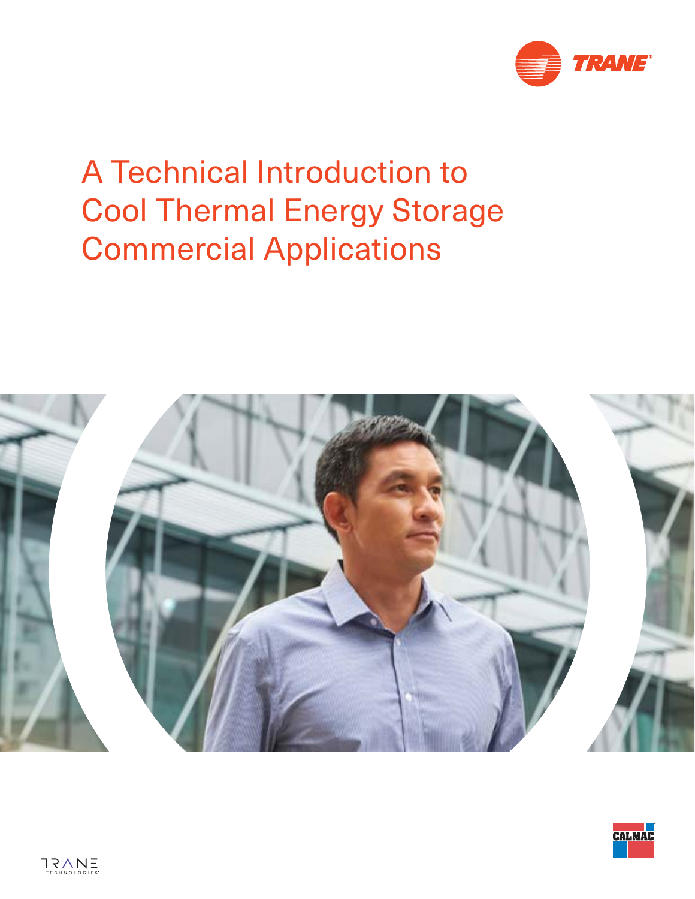# A Technical Introduction to Cool Thermal Energy Storage Commercial Applications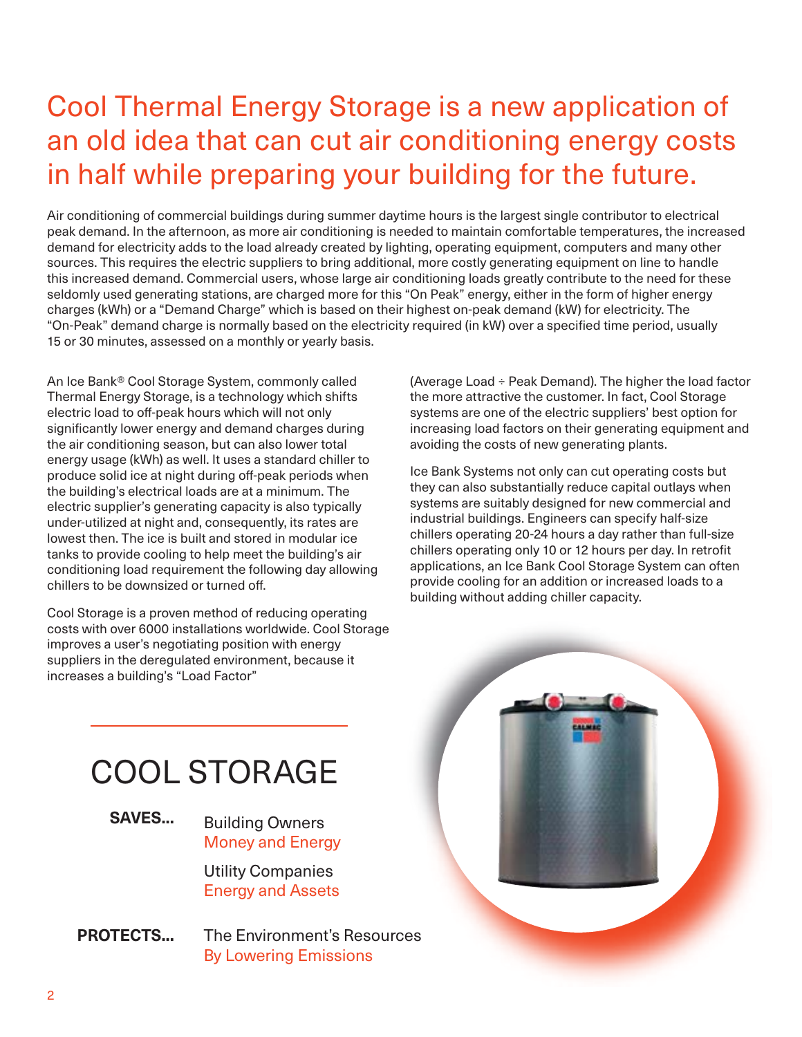# Cool Thermal Energy Storage is a new application of an old idea that can cut air conditioning energy costs in half while preparing your building for the future.

Air conditioning of commercial buildings during summer daytime hours is the largest single contributor to electrical peak demand. In the afternoon, as more air conditioning is needed to maintain comfortable temperatures, the increased demand for electricity adds to the load already created by lighting, operating equipment, computers and many other sources. This requires the electric suppliers to bring additional, more costly generating equipment on line to handle this increased demand. Commercial users, whose large air conditioning loads greatly contribute to the need for these seldomly used generating stations, are charged more for this "On Peak" energy, either in the form of higher energy charges (kWh) or a "Demand Charge" which is based on their highest on-peak demand (kW) for electricity. The "On-Peak" demand charge is normally based on the electricity required (in kW) over a specified time period, usually 15 or 30 minutes, assessed on a monthly or yearly basis.

An Ice Bank® Cool Storage System, commonly called Thermal Energy Storage, is a technology which shifts electric load to off-peak hours which will not only significantly lower energy and demand charges during the air conditioning season, but can also lower total energy usage (kWh) as well. It uses a standard chiller to produce solid ice at night during off-peak periods when the building's electrical loads are at a minimum. The electric supplier's generating capacity is also typically under-utilized at night and, consequently, its rates are lowest then. The ice is built and stored in modular ice tanks to provide cooling to help meet the building's air conditioning load requirement the following day allowing chillers to be downsized or turned off.

Cool Storage is a proven method of reducing operating costs with over 6000 installations worldwide. Cool Storage improves a user's negotiating position with energy suppliers in the deregulated environment, because it increases a building's "Load Factor" (Average Load ÷ Peak Demand). The higher the load factor the more attractive the customer. In fact, Cool Storage systems are one of the electric suppliers' best option for increasing load factors on their generating equipment and avoiding the costs of new generating plants.

Ice Bank Systems not only can cut operating costs but they can also substantially reduce capital outlays when systems are suitably designed for new commercial and industrial buildings. Engineers can specify half-size chillers operating 20-24 hours a day rather than full-size chillers operating only 10 or 12 hours per day. In retrofit applications, an Ice Bank Cool Storage System can often provide cooling for an addition or increased loads to a building without adding chiller capacity.

## COOL STORAGE

**SAVES...** Building Owners
Money and Energy

Utility Companies
Energy and Assets

**PROTECTS...** The Environment's Resources
By Lowering Emissions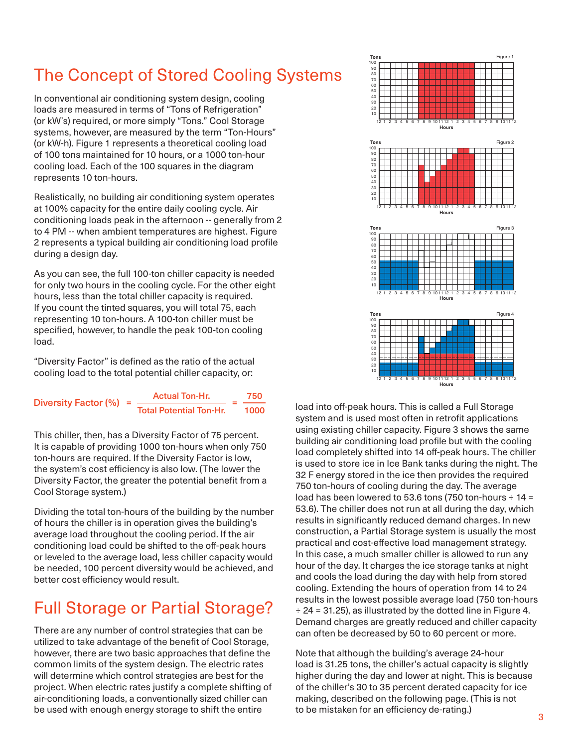# The Concept of Stored Cooling Systems

In conventional air conditioning system design, cooling loads are measured in terms of "Tons of Refrigeration" (or kW's) required, or more simply "Tons." Cool Storage systems, however, are measured by the term "Ton-Hours" (or kW-h). Figure 1 represents a theoretical cooling load of 100 tons maintained for 10 hours, or a 1000 ton-hour cooling load. Each of the 100 squares in the diagram represents 10 ton-hours.

Realistically, no building air conditioning system operates at 100% capacity for the entire daily cooling cycle. Air conditioning loads peak in the afternoon -- generally from 2 to 4 PM -- when ambient temperatures are highest. Figure 2 represents a typical building air conditioning load profile during a design day.

As you can see, the full 100-ton chiller capacity is needed for only two hours in the cooling cycle. For the other eight hours, less than the total chiller capacity is required. If you count the tinted squares, you will total 75, each representing 10 ton-hours. A 100-ton chiller must be specified, however, to handle the peak 100-ton cooling load.

"Diversity Factor" is defined as the ratio of the actual cooling load to the total potential chiller capacity, or:

$$\text{Diversity Factor (\%)} = \frac{\text{Actual Ton-Hr.}}{\text{Total Potential Ton-Hr.}} = \frac{750}{1000}$$

This chiller, then, has a Diversity Factor of 75 percent. It is capable of providing 1000 ton-hours when only 750 ton-hours are required. If the Diversity Factor is low, the system's cost efficiency is also low. (The lower the Diversity Factor, the greater the potential benefit from a Cool Storage system.)

Dividing the total ton-hours of the building by the number of hours the chiller is in operation gives the building's average load throughout the cooling period. If the air conditioning load could be shifted to the off-peak hours or leveled to the average load, less chiller capacity would be needed, 100 percent diversity would be achieved, and better cost efficiency would result.

# Full Storage or Partial Storage?

There are any number of control strategies that can be utilized to take advantage of the benefit of Cool Storage, however, there are two basic approaches that define the common limits of the system design. The electric rates will determine which control strategies are best for the project. When electric rates justify a complete shifting of air-conditioning loads, a conventionally sized chiller can be used with enough energy storage to shift the entire load into off-peak hours. This is called a Full Storage system and is used most often in retrofit applications using existing chiller capacity. Figure 3 shows the same building air conditioning load profile but with the cooling load completely shifted into 14 off-peak hours. The chiller is used to store ice in Ice Bank tanks during the night. The 32 F energy stored in the ice then provides the required 750 ton-hours of cooling during the day. The average load has been lowered to 53.6 tons (750 ton-hours ÷ 14 = 53.6). The chiller does not run at all during the day, which results in significantly reduced demand charges. In new construction, a Partial Storage system is usually the most practical and cost-effective load management strategy. In this case, a much smaller chiller is allowed to run any hour of the day. It charges the ice storage tanks at night and cools the load during the day with help from stored cooling. Extending the hours of operation from 14 to 24 results in the lowest possible average load (750 ton-hours ÷ 24 = 31.25), as illustrated by the dotted line in Figure 4. Demand charges are greatly reduced and chiller capacity can often be decreased by 50 to 60 percent or more.

Note that although the building's average 24-hour load is 31.25 tons, the chiller's actual capacity is slightly higher during the day and lower at night. This is because of the chiller's 30 to 35 percent derated capacity for ice making, described on the following page. (This is not to be mistaken for an efficiency de-rating.)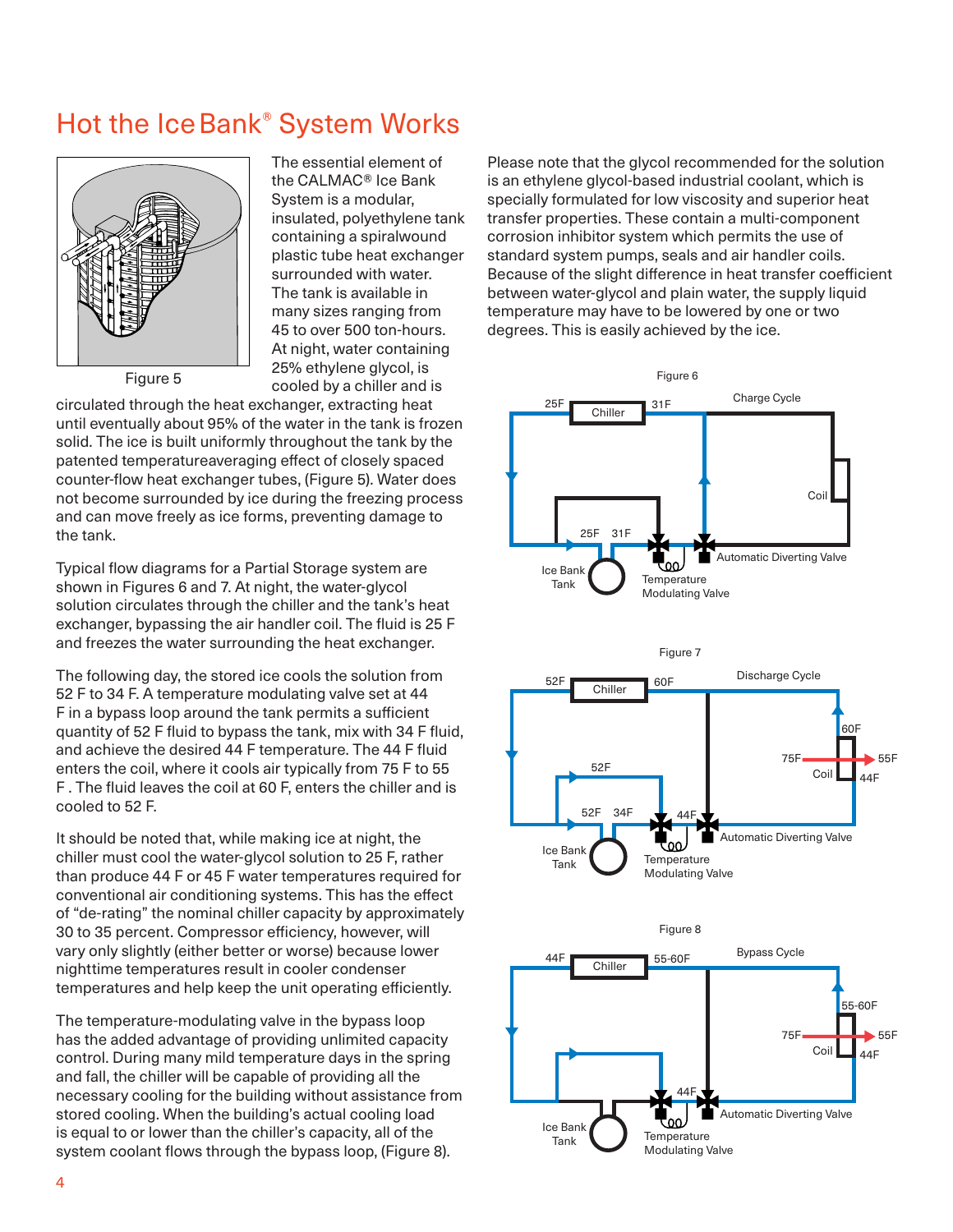# Hot the Ice Bank® System Works

Figure 5

The essential element of the CALMAC® Ice Bank System is a modular, insulated, polyethylene tank containing a spiralwound plastic tube heat exchanger surrounded with water. The tank is available in many sizes ranging from 45 to over 500 ton-hours. At night, water containing 25% ethylene glycol, is cooled by a chiller and is circulated through the heat exchanger, extracting heat until eventually about 95% of the water in the tank is frozen solid. The ice is built uniformly throughout the tank by the patented temperatureaveraging effect of closely spaced counter-flow heat exchanger tubes, (Figure 5). Water does not become surrounded by ice during the freezing process and can move freely as ice forms, preventing damage to the tank.

Typical flow diagrams for a Partial Storage system are shown in Figures 6 and 7. At night, the water-glycol solution circulates through the chiller and the tank's heat exchanger, bypassing the air handler coil. The fluid is 25 F and freezes the water surrounding the heat exchanger.

The following day, the stored ice cools the solution from 52 F to 34 F. A temperature modulating valve set at 44 F in a bypass loop around the tank permits a sufficient quantity of 52 F fluid to bypass the tank, mix with 34 F fluid, and achieve the desired 44 F temperature. The 44 F fluid enters the coil, where it cools air typically from 75 F to 55 F . The fluid leaves the coil at 60 F, enters the chiller and is cooled to 52 F.

It should be noted that, while making ice at night, the chiller must cool the water-glycol solution to 25 F, rather than produce 44 F or 45 F water temperatures required for conventional air conditioning systems. This has the effect of "de-rating" the nominal chiller capacity by approximately 30 to 35 percent. Compressor efficiency, however, will vary only slightly (either better or worse) because lower nighttime temperatures result in cooler condenser temperatures and help keep the unit operating efficiently.

The temperature-modulating valve in the bypass loop has the added advantage of providing unlimited capacity control. During many mild temperature days in the spring and fall, the chiller will be capable of providing all the necessary cooling for the building without assistance from stored cooling. When the building's actual cooling load is equal to or lower than the chiller's capacity, all of the system coolant flows through the bypass loop, (Figure 8).

Please note that the glycol recommended for the solution is an ethylene glycol-based industrial coolant, which is specially formulated for low viscosity and superior heat transfer properties. These contain a multi-component corrosion inhibitor system which permits the use of standard system pumps, seals and air handler coils. Because of the slight difference in heat transfer coefficient between water-glycol and plain water, the supply liquid temperature may have to be lowered by one or two degrees. This is easily achieved by the ice.

Figure 6

Charge Cycle

Figure 7

Discharge Cycle

Figure 8

Bypass Cycle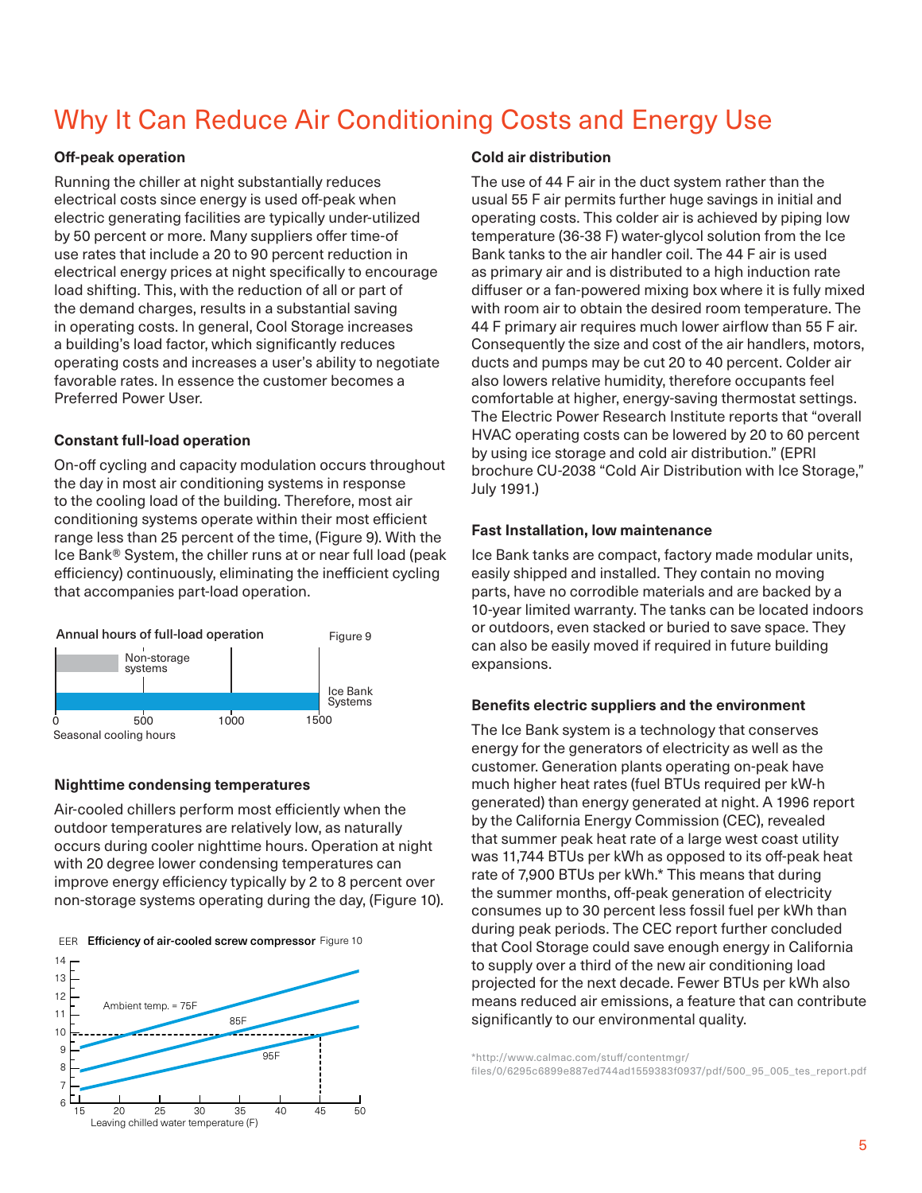# Why It Can Reduce Air Conditioning Costs and Energy Use

**Off-peak operation**

Running the chiller at night substantially reduces electrical costs since energy is used off-peak when electric generating facilities are typically under-utilized by 50 percent or more. Many suppliers offer time-of use rates that include a 20 to 90 percent reduction in electrical energy prices at night specifically to encourage load shifting. This, with the reduction of all or part of the demand charges, results in a substantial saving in operating costs. In general, Cool Storage increases a building's load factor, which significantly reduces operating costs and increases a user's ability to negotiate favorable rates. In essence the customer becomes a Preferred Power User.

**Constant full-load operation**

On-off cycling and capacity modulation occurs throughout the day in most air conditioning systems in response to the cooling load of the building. Therefore, most air conditioning systems operate within their most efficient range less than 25 percent of the time, (Figure 9). With the Ice Bank® System, the chiller runs at or near full load (peak efficiency) continuously, eliminating the inefficient cycling that accompanies part-load operation.

Annual hours of full-load operation — Figure 9

Non-storage systems; Ice Bank Systems

0, 500, 1000, 1500 — Seasonal cooling hours

**Nighttime condensing temperatures**

Air-cooled chillers perform most efficiently when the outdoor temperatures are relatively low, as naturally occurs during cooler nighttime hours. Operation at night with 20 degree lower condensing temperatures can improve energy efficiency typically by 2 to 8 percent over non-storage systems operating during the day, (Figure 10).

EER **Efficiency of air-cooled screw compressor** Figure 10

Ambient temp. = 75F; 85F; 95F

Leaving chilled water temperature (F)

**Cold air distribution**

The use of 44 F air in the duct system rather than the usual 55 F air permits further huge savings in initial and operating costs. This colder air is achieved by piping low temperature (36-38 F) water-glycol solution from the Ice Bank tanks to the air handler coil. The 44 F air is used as primary air and is distributed to a high induction rate diffuser or a fan-powered mixing box where it is fully mixed with room air to obtain the desired room temperature. The 44 F primary air requires much lower airflow than 55 F air. Consequently the size and cost of the air handlers, motors, ducts and pumps may be cut 20 to 40 percent. Colder air also lowers relative humidity, therefore occupants feel comfortable at higher, energy-saving thermostat settings. The Electric Power Research Institute reports that "overall HVAC operating costs can be lowered by 20 to 60 percent by using ice storage and cold air distribution." (EPRI brochure CU-2038 "Cold Air Distribution with Ice Storage," July 1991.)

**Fast Installation, low maintenance**

Ice Bank tanks are compact, factory made modular units, easily shipped and installed. They contain no moving parts, have no corrodible materials and are backed by a 10-year limited warranty. The tanks can be located indoors or outdoors, even stacked or buried to save space. They can also be easily moved if required in future building expansions.

**Benefits electric suppliers and the environment**

The Ice Bank system is a technology that conserves energy for the generators of electricity as well as the customer. Generation plants operating on-peak have much higher heat rates (fuel BTUs required per kW-h generated) than energy generated at night. A 1996 report by the California Energy Commission (CEC), revealed that summer peak heat rate of a large west coast utility was 11,744 BTUs per kWh as opposed to its off-peak heat rate of 7,900 BTUs per kWh.* This means that during the summer months, off-peak generation of electricity consumes up to 30 percent less fossil fuel per kWh than during peak periods. The CEC report further concluded that Cool Storage could save enough energy in California to supply over a third of the new air conditioning load projected for the next decade. Fewer BTUs per kWh also means reduced air emissions, a feature that can contribute significantly to our environmental quality.

*http://www.calmac.com/stuff/contentmgr/files/0/6295c6899e887ed744ad1559383f0937/pdf/500_95_005_tes_report.pdf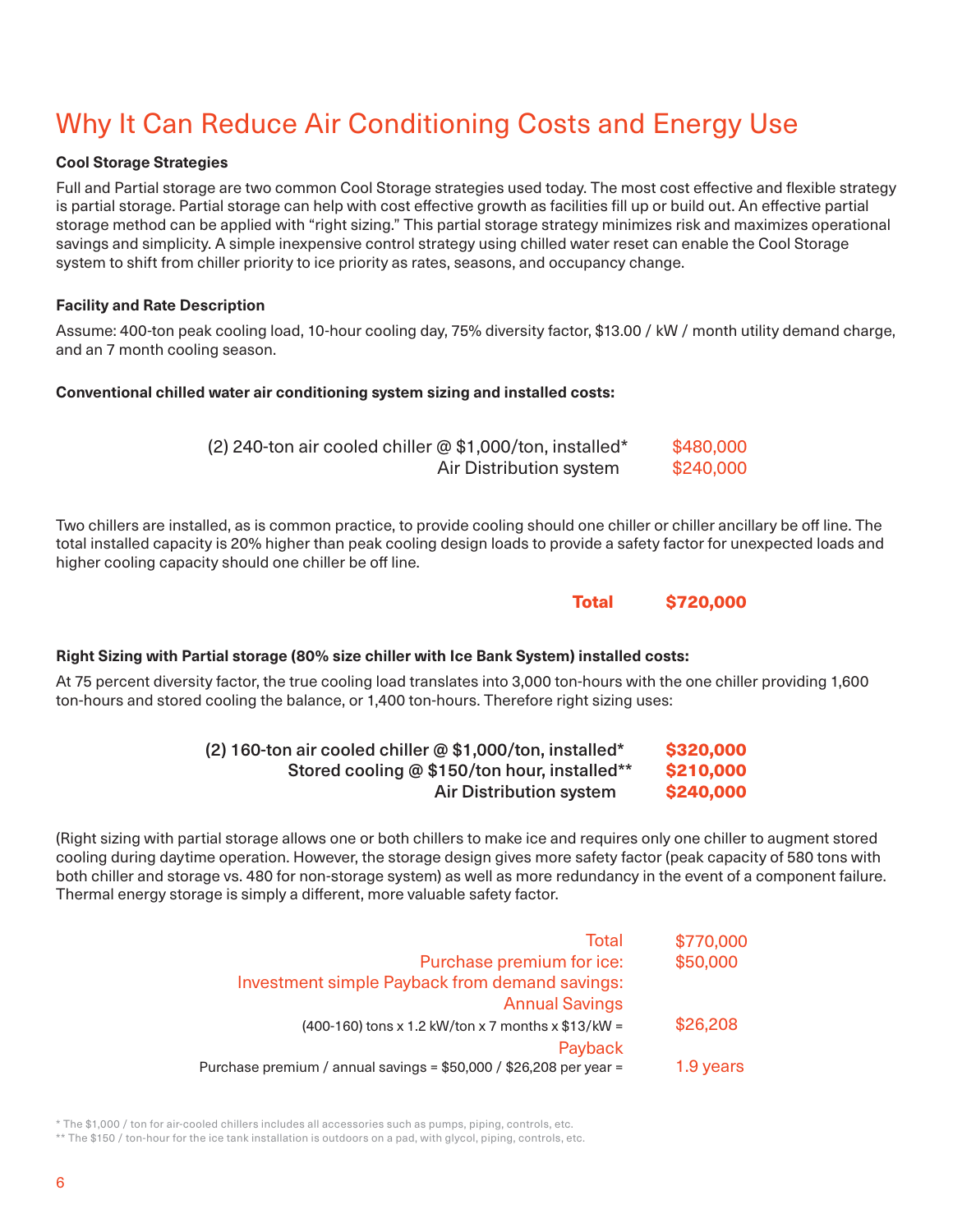# Why It Can Reduce Air Conditioning Costs and Energy Use

**Cool Storage Strategies**

Full and Partial storage are two common Cool Storage strategies used today. The most cost effective and flexible strategy is partial storage. Partial storage can help with cost effective growth as facilities fill up or build out. An effective partial storage method can be applied with "right sizing." This partial storage strategy minimizes risk and maximizes operational savings and simplicity. A simple inexpensive control strategy using chilled water reset can enable the Cool Storage system to shift from chiller priority to ice priority as rates, seasons, and occupancy change.

**Facility and Rate Description**

Assume: 400-ton peak cooling load, 10-hour cooling day, 75% diversity factor, $13.00 / kW / month utility demand charge, and an 7 month cooling season.

**Conventional chilled water air conditioning system sizing and installed costs:**

| | |
|---|---|
| (2) 240-ton air cooled chiller @ $1,000/ton, installed* | $480,000 |
| Air Distribution system | $240,000 |

Two chillers are installed, as is common practice, to provide cooling should one chiller or chiller ancillary be off line. The total installed capacity is 20% higher than peak cooling design loads to provide a safety factor for unexpected loads and higher cooling capacity should one chiller be off line.

| | |
|---|---|
| **Total** | **$720,000** |

**Right Sizing with Partial storage (80% size chiller with Ice Bank System) installed costs:**

At 75 percent diversity factor, the true cooling load translates into 3,000 ton-hours with the one chiller providing 1,600 ton-hours and stored cooling the balance, or 1,400 ton-hours. Therefore right sizing uses:

| | |
|---|---|
| (2) 160-ton air cooled chiller @ $1,000/ton, installed* | **$320,000** |
| Stored cooling @ $150/ton hour, installed** | **$210,000** |
| Air Distribution system | **$240,000** |

(Right sizing with partial storage allows one or both chillers to make ice and requires only one chiller to augment stored cooling during daytime operation. However, the storage design gives more safety factor (peak capacity of 580 tons with both chiller and storage vs. 480 for non-storage system) as well as more redundancy in the event of a component failure. Thermal energy storage is simply a different, more valuable safety factor.

| | |
|---|---|
| Total | $770,000 |
| Purchase premium for ice: | $50,000 |
| Investment simple Payback from demand savings: | |
| Annual Savings | |
| (400-160) tons x 1.2 kW/ton x 7 months x $13/kW = | $26,208 |
| Payback | |
| Purchase premium / annual savings = $50,000 / $26,208 per year = | 1.9 years |

\* The $1,000 / ton for air-cooled chillers includes all accessories such as pumps, piping, controls, etc.

\*\* The $150 / ton-hour for the ice tank installation is outdoors on a pad, with glycol, piping, controls, etc.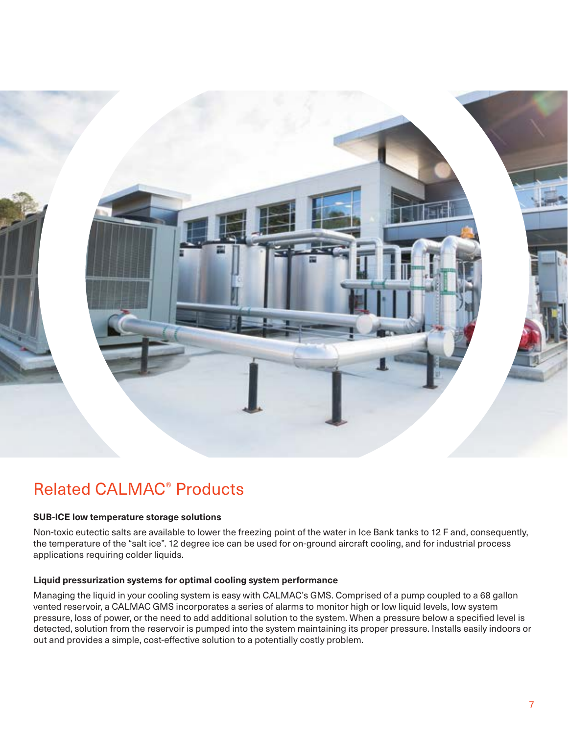## Related CALMAC® Products

**SUB-ICE low temperature storage solutions**

Non-toxic eutectic salts are available to lower the freezing point of the water in Ice Bank tanks to 12 F and, consequently, the temperature of the "salt ice". 12 degree ice can be used for on-ground aircraft cooling, and for industrial process applications requiring colder liquids.

**Liquid pressurization systems for optimal cooling system performance**

Managing the liquid in your cooling system is easy with CALMAC's GMS. Comprised of a pump coupled to a 68 gallon vented reservoir, a CALMAC GMS incorporates a series of alarms to monitor high or low liquid levels, low system pressure, loss of power, or the need to add additional solution to the system. When a pressure below a specified level is detected, solution from the reservoir is pumped into the system maintaining its proper pressure. Installs easily indoors or out and provides a simple, cost-effective solution to a potentially costly problem.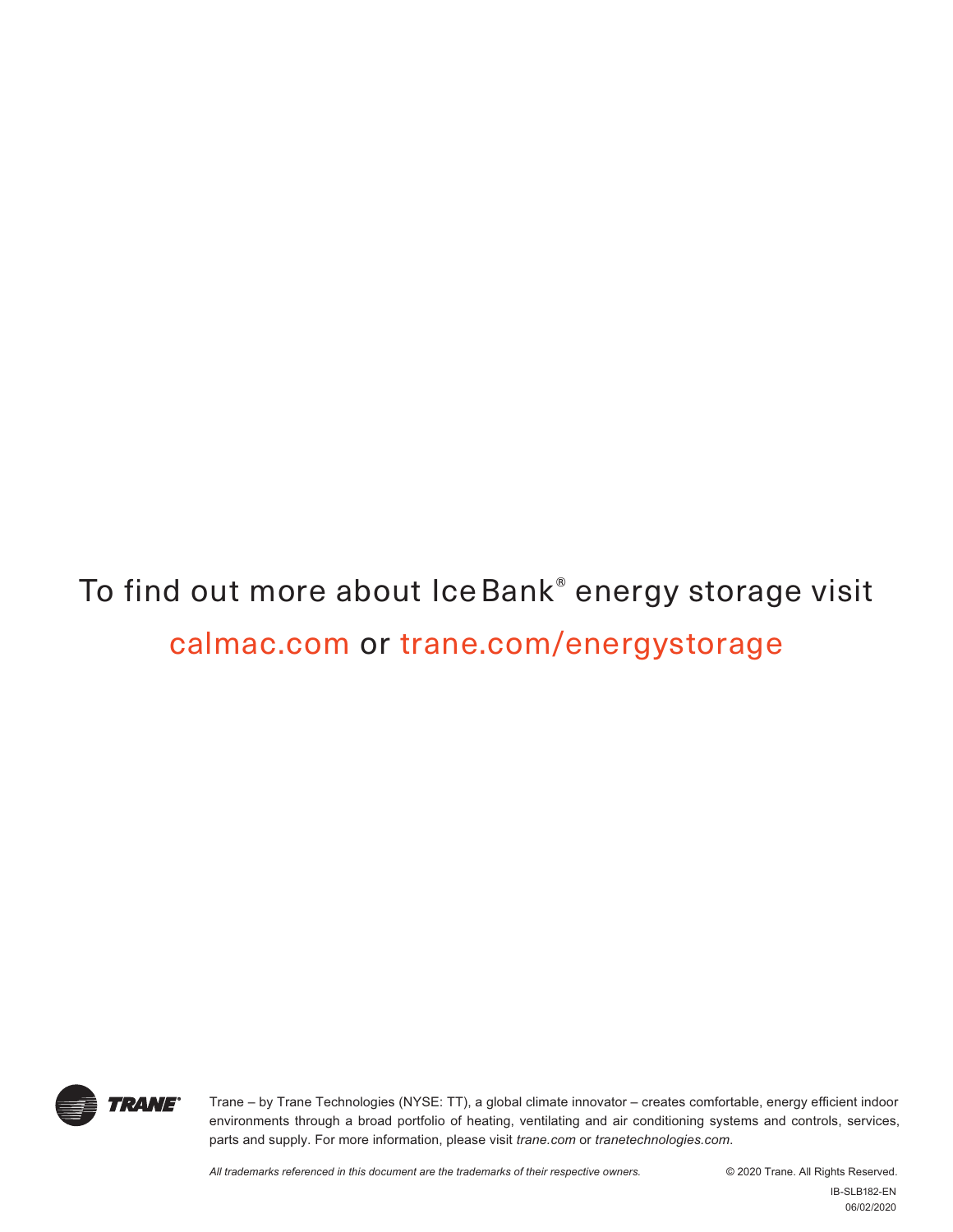To find out more about IceBank® energy storage visit

calmac.com or trane.com/energystorage

Trane – by Trane Technologies (NYSE: TT), a global climate innovator – creates comfortable, energy efficient indoor environments through a broad portfolio of heating, ventilating and air conditioning systems and controls, services, parts and supply. For more information, please visit *trane.com* or *tranetechnologies.com*.

*All trademarks referenced in this document are the trademarks of their respective owners.*

© 2020 Trane. All Rights Reserved.

IB-SLB182-EN
06/02/2020